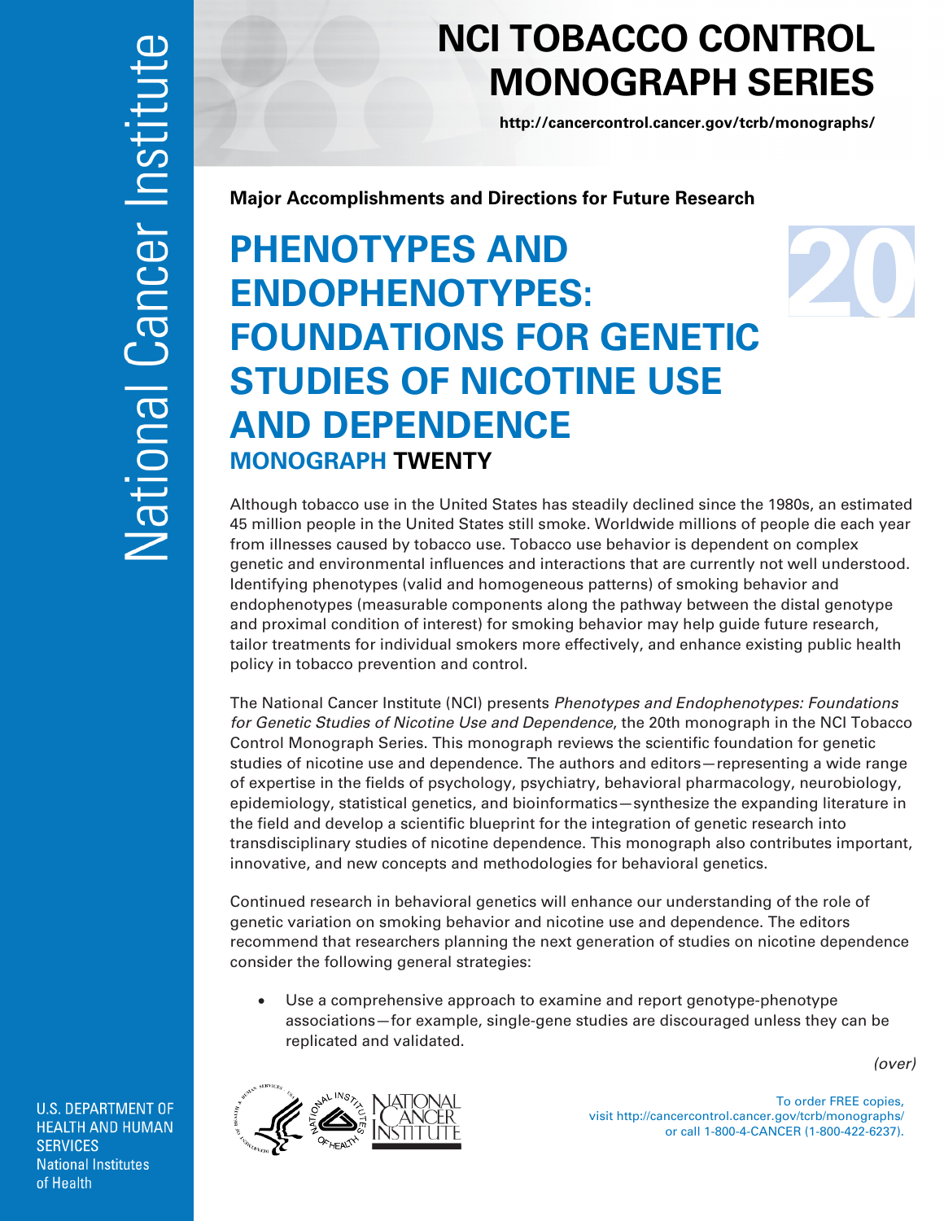# NCI TOBACCO CONTROL MONOGRAPH SERIES

http://cancercontrol.cancer.gov/tcrb/monographs/

**Major Accomplishments and Directions for Future Research**

# PHENOTYPES AND ENDOPHENOTYPES: FOUNDATIONS FOR GENETIC STUDIES OF NICOTINE USE AND DEPENDENCE

## MONOGRAPH TWENTY

Although tobacco use in the United States has steadily declined since the 1980s, an estimated 45 million people in the United States still smoke. Worldwide millions of people die each year from illnesses caused by tobacco use. Tobacco use behavior is dependent on complex genetic and environmental influences and interactions that are currently not well understood. Identifying phenotypes (valid and homogeneous patterns) of smoking behavior and endophenotypes (measurable components along the pathway between the distal genotype and proximal condition of interest) for smoking behavior may help guide future research, tailor treatments for individual smokers more effectively, and enhance existing public health policy in tobacco prevention and control.

The National Cancer Institute (NCI) presents *Phenotypes and Endophenotypes: Foundations for Genetic Studies of Nicotine Use and Dependence*, the 20th monograph in the NCI Tobacco Control Monograph Series. This monograph reviews the scientific foundation for genetic studies of nicotine use and dependence. The authors and editors—representing a wide range of expertise in the fields of psychology, psychiatry, behavioral pharmacology, neurobiology, epidemiology, statistical genetics, and bioinformatics—synthesize the expanding literature in the field and develop a scientific blueprint for the integration of genetic research into transdisciplinary studies of nicotine dependence. This monograph also contributes important, innovative, and new concepts and methodologies for behavioral genetics.

Continued research in behavioral genetics will enhance our understanding of the role of genetic variation on smoking behavior and nicotine use and dependence. The editors recommend that researchers planning the next generation of studies on nicotine dependence consider the following general strategies:

- Use a comprehensive approach to examine and report genotype-phenotype associations—for example, single-gene studies are discouraged unless they can be replicated and validated.

*(over)*

To order FREE copies, visit http://cancercontrol.cancer.gov/tcrb/monographs/ or call 1-800-4-CANCER (1-800-422-6237).

U.S. DEPARTMENT OF HEALTH AND HUMAN SERVICES
National Institutes of Health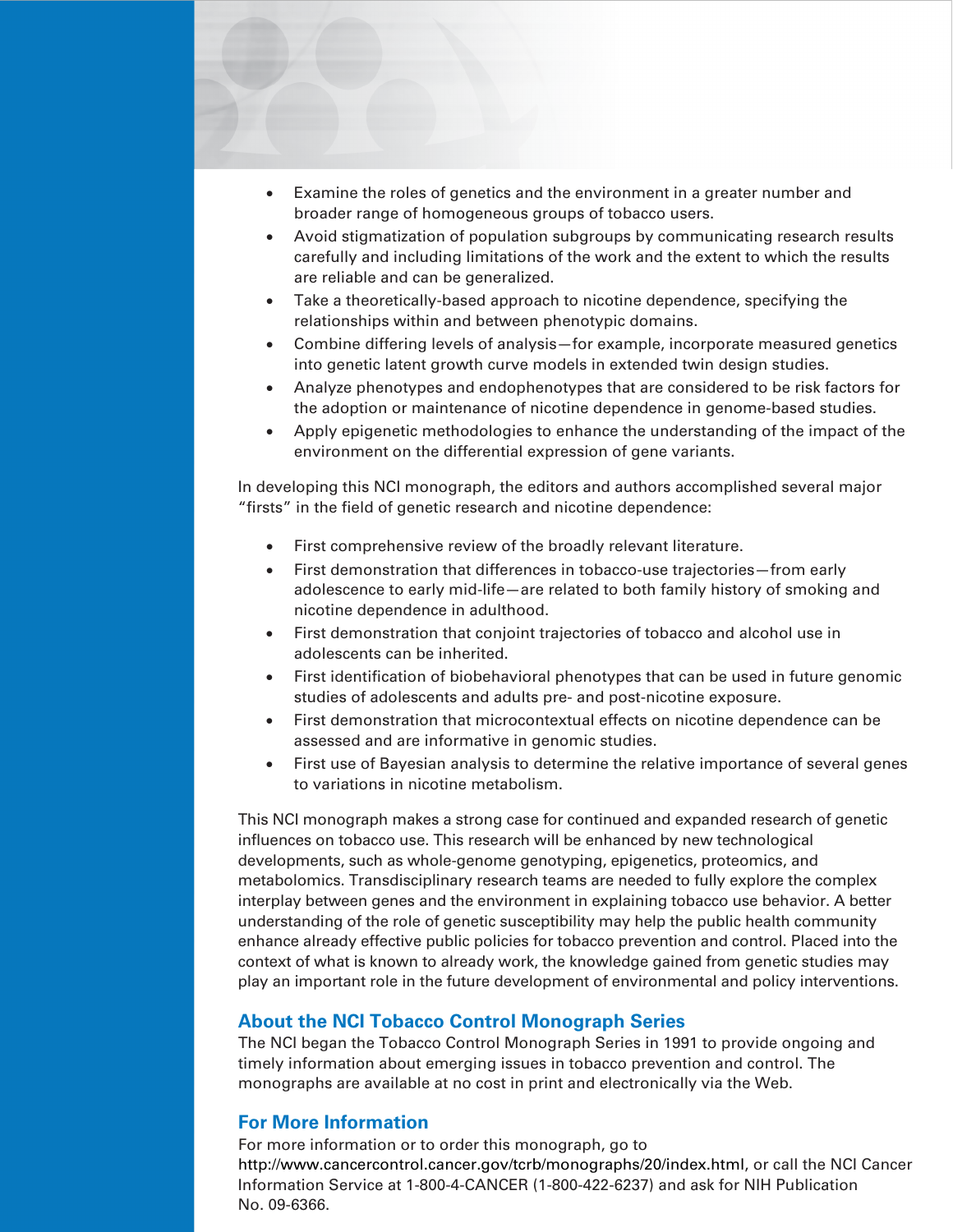- Examine the roles of genetics and the environment in a greater number and broader range of homogeneous groups of tobacco users.
- Avoid stigmatization of population subgroups by communicating research results carefully and including limitations of the work and the extent to which the results are reliable and can be generalized.
- Take a theoretically-based approach to nicotine dependence, specifying the relationships within and between phenotypic domains.
- Combine differing levels of analysis—for example, incorporate measured genetics into genetic latent growth curve models in extended twin design studies.
- Analyze phenotypes and endophenotypes that are considered to be risk factors for the adoption or maintenance of nicotine dependence in genome-based studies.
- Apply epigenetic methodologies to enhance the understanding of the impact of the environment on the differential expression of gene variants.

In developing this NCI monograph, the editors and authors accomplished several major "firsts" in the field of genetic research and nicotine dependence:

- First comprehensive review of the broadly relevant literature.
- First demonstration that differences in tobacco-use trajectories—from early adolescence to early mid-life—are related to both family history of smoking and nicotine dependence in adulthood.
- First demonstration that conjoint trajectories of tobacco and alcohol use in adolescents can be inherited.
- First identification of biobehavioral phenotypes that can be used in future genomic studies of adolescents and adults pre- and post-nicotine exposure.
- First demonstration that microcontextual effects on nicotine dependence can be assessed and are informative in genomic studies.
- First use of Bayesian analysis to determine the relative importance of several genes to variations in nicotine metabolism.

This NCI monograph makes a strong case for continued and expanded research of genetic influences on tobacco use. This research will be enhanced by new technological developments, such as whole-genome genotyping, epigenetics, proteomics, and metabolomics. Transdisciplinary research teams are needed to fully explore the complex interplay between genes and the environment in explaining tobacco use behavior. A better understanding of the role of genetic susceptibility may help the public health community enhance already effective public policies for tobacco prevention and control. Placed into the context of what is known to already work, the knowledge gained from genetic studies may play an important role in the future development of environmental and policy interventions.

## About the NCI Tobacco Control Monograph Series

The NCI began the Tobacco Control Monograph Series in 1991 to provide ongoing and timely information about emerging issues in tobacco prevention and control. The monographs are available at no cost in print and electronically via the Web.

## For More Information

For more information or to order this monograph, go to http://www.cancercontrol.cancer.gov/tcrb/monographs/20/index.html, or call the NCI Cancer Information Service at 1-800-4-CANCER (1-800-422-6237) and ask for NIH Publication No. 09-6366.